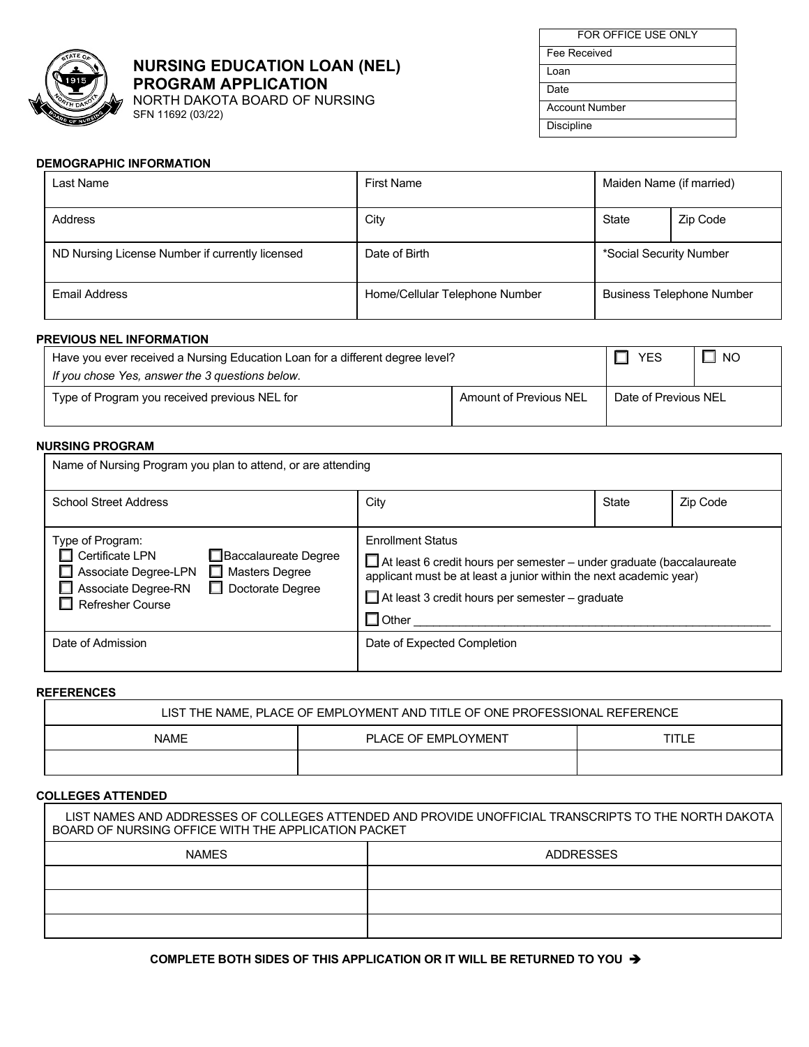# NURSING EDUCATION LOAN (NEL) PROGRAM APPLICATION

NORTH DAKOTA BOARD OF NURSING
SFN 11692 (03/22)

| FOR OFFICE USE ONLY |
|---|
| Fee Received |
| Loan |
| Date |
| Account Number |
| Discipline |

## DEMOGRAPHIC INFORMATION

| Last Name | First Name | Maiden Name (if married) | |
|---|---|---|---|
| Address | City | State | Zip Code |
| ND Nursing License Number if currently licensed | Date of Birth | *Social Security Number | |
| Email Address | Home/Cellular Telephone Number | Business Telephone Number | |

## PREVIOUS NEL INFORMATION

| Have you ever received a Nursing Education Loan for a different degree level? *If you chose Yes, answer the 3 questions below.* | | ☐ YES | ☐ NO |
|---|---|---|---|
| Type of Program you received previous NEL for | Amount of Previous NEL | Date of Previous NEL | |

## NURSING PROGRAM

| Name of Nursing Program you plan to attend, or are attending | | | |
|---|---|---|---|
| School Street Address | City | State | Zip Code |
| Type of Program: ☐ Certificate LPN ☐ Associate Degree-LPN ☐ Associate Degree-RN ☐ Refresher Course ☐ Baccalaureate Degree ☐ Masters Degree ☐ Doctorate Degree | Enrollment Status ☐ At least 6 credit hours per semester – under graduate (baccalaureate applicant must be at least a junior within the next academic year) ☐ At least 3 credit hours per semester – graduate ☐ Other ______ | | |
| Date of Admission | Date of Expected Completion | | |

## REFERENCES

| LIST THE NAME, PLACE OF EMPLOYMENT AND TITLE OF ONE PROFESSIONAL REFERENCE | | |
|---|---|---|
| NAME | PLACE OF EMPLOYMENT | TITLE |
| | | |

## COLLEGES ATTENDED

| LIST NAMES AND ADDRESSES OF COLLEGES ATTENDED AND PROVIDE UNOFFICIAL TRANSCRIPTS TO THE NORTH DAKOTA BOARD OF NURSING OFFICE WITH THE APPLICATION PACKET | |
|---|---|
| NAMES | ADDRESSES |
| | |
| | |
| | |

**COMPLETE BOTH SIDES OF THIS APPLICATION OR IT WILL BE RETURNED TO YOU ➔**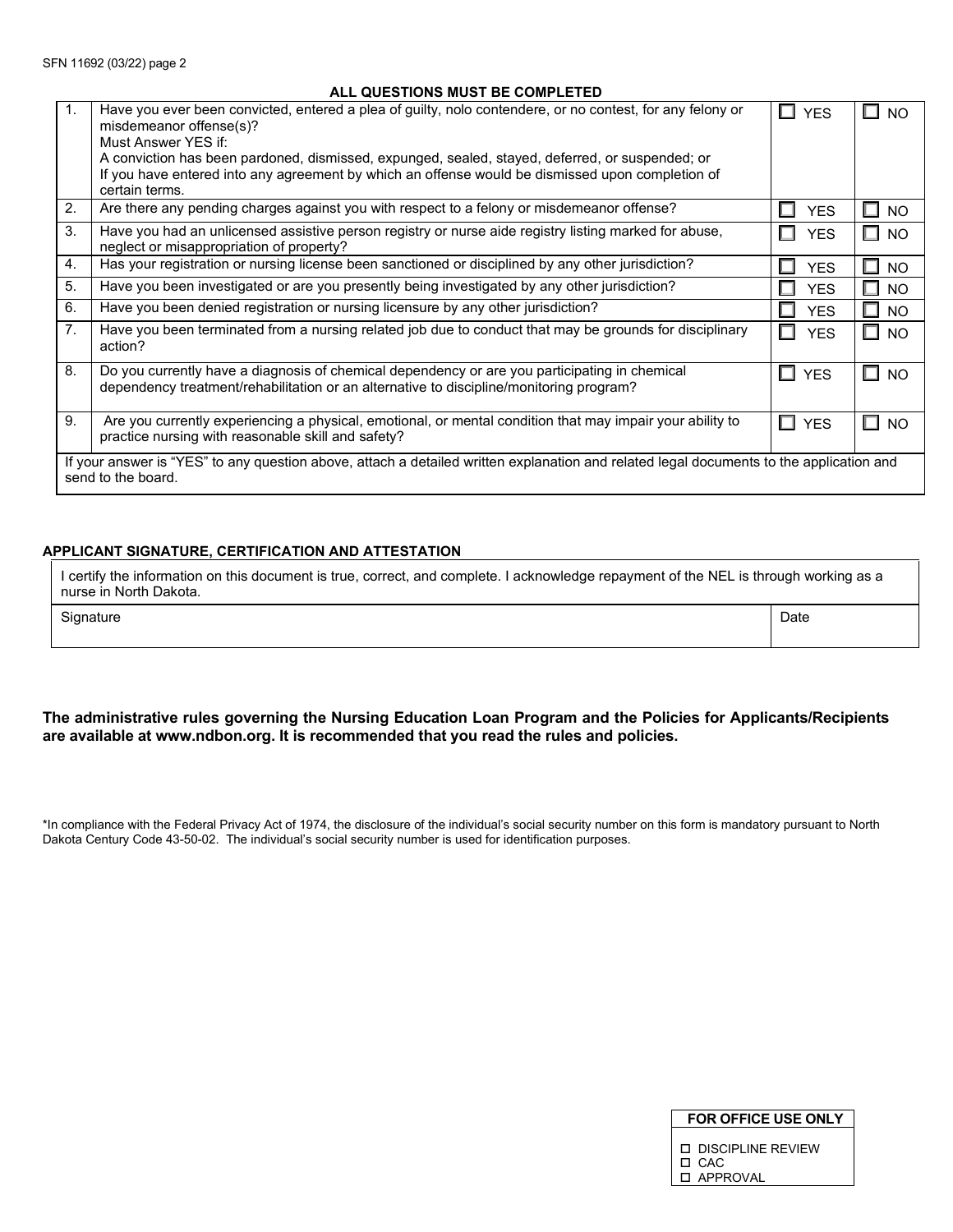**ALL QUESTIONS MUST BE COMPLETED**

| | | | |
|---|---|---|---|
| 1. | Have you ever been convicted, entered a plea of guilty, nolo contendere, or no contest, for any felony or misdemeanor offense(s)?<br>Must Answer YES if:<br>A conviction has been pardoned, dismissed, expunged, sealed, stayed, deferred, or suspended; or<br>If you have entered into any agreement by which an offense would be dismissed upon completion of certain terms. | ☐ YES | ☐ NO |
| 2. | Are there any pending charges against you with respect to a felony or misdemeanor offense? | ☐ YES | ☐ NO |
| 3. | Have you had an unlicensed assistive person registry or nurse aide registry listing marked for abuse, neglect or misappropriation of property? | ☐ YES | ☐ NO |
| 4. | Has your registration or nursing license been sanctioned or disciplined by any other jurisdiction? | ☐ YES | ☐ NO |
| 5. | Have you been investigated or are you presently being investigated by any other jurisdiction? | ☐ YES | ☐ NO |
| 6. | Have you been denied registration or nursing licensure by any other jurisdiction? | ☐ YES | ☐ NO |
| 7. | Have you been terminated from a nursing related job due to conduct that may be grounds for disciplinary action? | ☐ YES | ☐ NO |
| 8. | Do you currently have a diagnosis of chemical dependency or are you participating in chemical dependency treatment/rehabilitation or an alternative to discipline/monitoring program? | ☐ YES | ☐ NO |
| 9. | Are you currently experiencing a physical, emotional, or mental condition that may impair your ability to practice nursing with reasonable skill and safety? | ☐ YES | ☐ NO |

If your answer is "YES" to any question above, attach a detailed written explanation and related legal documents to the application and send to the board.

**APPLICANT SIGNATURE, CERTIFICATION AND ATTESTATION**

I certify the information on this document is true, correct, and complete. I acknowledge repayment of the NEL is through working as a nurse in North Dakota.

| Signature | Date |
|---|---|
| | |

**The administrative rules governing the Nursing Education Loan Program and the Policies for Applicants/Recipients are available at www.ndbon.org. It is recommended that you read the rules and policies.**

*In compliance with the Federal Privacy Act of 1974, the disclosure of the individual's social security number on this form is mandatory pursuant to North Dakota Century Code 43-50-02. The individual's social security number is used for identification purposes.

| FOR OFFICE USE ONLY |
|---|
| ☐ DISCIPLINE REVIEW<br>☐ CAC<br>☐ APPROVAL |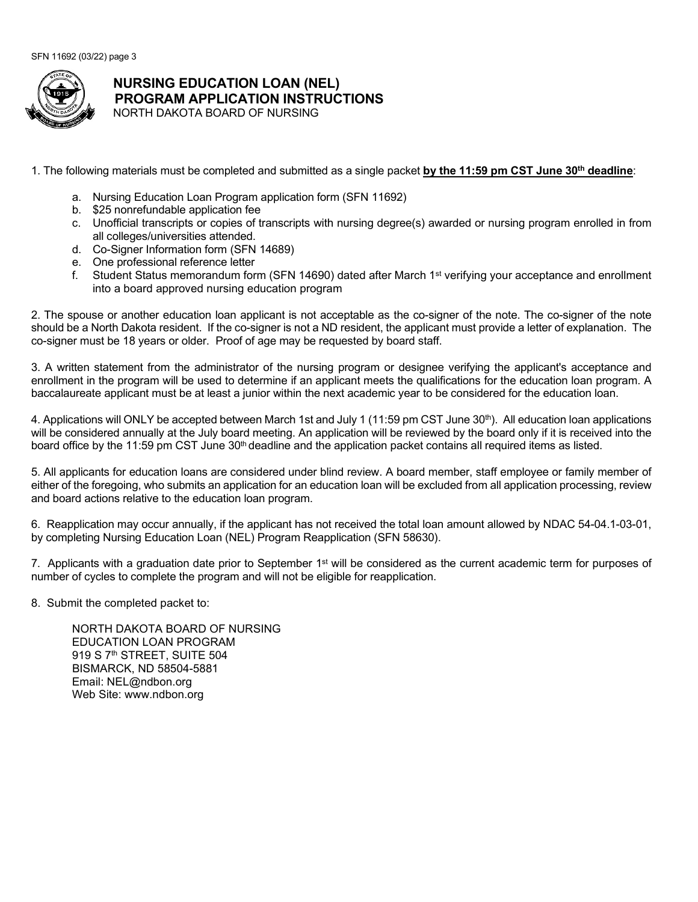# NURSING EDUCATION LOAN (NEL) PROGRAM APPLICATION INSTRUCTIONS

NORTH DAKOTA BOARD OF NURSING

1. The following materials must be completed and submitted as a single packet **by the 11:59 pm CST June 30th deadline**:

   a. Nursing Education Loan Program application form (SFN 11692)
   b. $25 nonrefundable application fee
   c. Unofficial transcripts or copies of transcripts with nursing degree(s) awarded or nursing program enrolled in from all colleges/universities attended.
   d. Co-Signer Information form (SFN 14689)
   e. One professional reference letter
   f. Student Status memorandum form (SFN 14690) dated after March 1st verifying your acceptance and enrollment into a board approved nursing education program

2. The spouse or another education loan applicant is not acceptable as the co-signer of the note. The co-signer of the note should be a North Dakota resident. If the co-signer is not a ND resident, the applicant must provide a letter of explanation. The co-signer must be 18 years or older. Proof of age may be requested by board staff.

3. A written statement from the administrator of the nursing program or designee verifying the applicant's acceptance and enrollment in the program will be used to determine if an applicant meets the qualifications for the education loan program. A baccalaureate applicant must be at least a junior within the next academic year to be considered for the education loan.

4. Applications will ONLY be accepted between March 1st and July 1 (11:59 pm CST June 30th). All education loan applications will be considered annually at the July board meeting. An application will be reviewed by the board only if it is received into the board office by the 11:59 pm CST June 30th deadline and the application packet contains all required items as listed.

5. All applicants for education loans are considered under blind review. A board member, staff employee or family member of either of the foregoing, who submits an application for an education loan will be excluded from all application processing, review and board actions relative to the education loan program.

6. Reapplication may occur annually, if the applicant has not received the total loan amount allowed by NDAC 54-04.1-03-01, by completing Nursing Education Loan (NEL) Program Reapplication (SFN 58630).

7. Applicants with a graduation date prior to September 1st will be considered as the current academic term for purposes of number of cycles to complete the program and will not be eligible for reapplication.

8. Submit the completed packet to:

   NORTH DAKOTA BOARD OF NURSING
   EDUCATION LOAN PROGRAM
   919 S 7th STREET, SUITE 504
   BISMARCK, ND 58504-5881
   Email: NEL@ndbon.org
   Web Site: www.ndbon.org